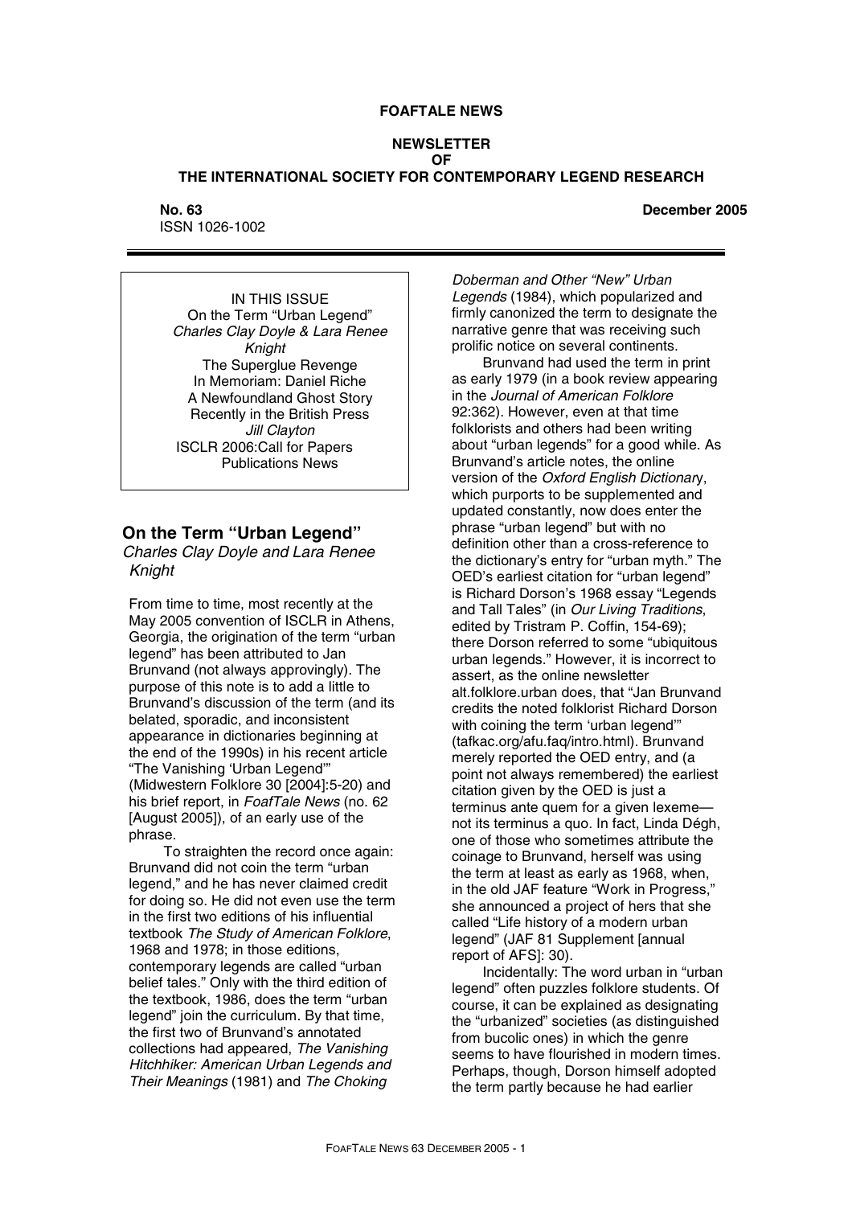**FOAFTALE NEWS**

**NEWSLETTER**
**OF**
**THE INTERNATIONAL SOCIETY FOR CONTEMPORARY LEGEND RESEARCH**

**No. 63** **December 2005**
ISSN 1026-1002

---

IN THIS ISSUE
On the Term "Urban Legend"
*Charles Clay Doyle & Lara Renee Knight*
The Superglue Revenge
In Memoriam: Daniel Riche
A Newfoundland Ghost Story
Recently in the British Press
*Jill Clayton*
ISCLR 2006:Call for Papers
Publications News

## On the Term "Urban Legend"

*Charles Clay Doyle and Lara Renee Knight*

From time to time, most recently at the May 2005 convention of ISCLR in Athens, Georgia, the origination of the term "urban legend" has been attributed to Jan Brunvand (not always approvingly). The purpose of this note is to add a little to Brunvand's discussion of the term (and its belated, sporadic, and inconsistent appearance in dictionaries beginning at the end of the 1990s) in his recent article "The Vanishing 'Urban Legend'" (Midwestern Folklore 30 [2004]:5-20) and his brief report, in *FoafTale News* (no. 62 [August 2005]), of an early use of the phrase.

To straighten the record once again: Brunvand did not coin the term "urban legend," and he has never claimed credit for doing so. He did not even use the term in the first two editions of his influential textbook *The Study of American Folklore*, 1968 and 1978; in those editions, contemporary legends are called "urban belief tales." Only with the third edition of the textbook, 1986, does the term "urban legend" join the curriculum. By that time, the first two of Brunvand's annotated collections had appeared, *The Vanishing Hitchhiker: American Urban Legends and Their Meanings* (1981) and *The Choking Doberman and Other "New" Urban Legends* (1984), which popularized and firmly canonized the term to designate the narrative genre that was receiving such prolific notice on several continents.

Brunvand had used the term in print as early 1979 (in a book review appearing in the *Journal of American Folklore* 92:362). However, even at that time folklorists and others had been writing about "urban legends" for a good while. As Brunvand's article notes, the online version of the *Oxford English Dictionary*, which purports to be supplemented and updated constantly, now does enter the phrase "urban legend" but with no definition other than a cross-reference to the dictionary's entry for "urban myth." The OED's earliest citation for "urban legend" is Richard Dorson's 1968 essay "Legends and Tall Tales" (in *Our Living Traditions*, edited by Tristram P. Coffin, 154-69); there Dorson referred to some "ubiquitous urban legends." However, it is incorrect to assert, as the online newsletter alt.folklore.urban does, that "Jan Brunvand credits the noted folklorist Richard Dorson with coining the term 'urban legend'" (tafkac.org/afu.faq/intro.html). Brunvand merely reported the OED entry, and (a point not always remembered) the earliest citation given by the OED is just a terminus ante quem for a given lexeme—not its terminus a quo. In fact, Linda Dégh, one of those who sometimes attribute the coinage to Brunvand, herself was using the term at least as early as 1968, when, in the old JAF feature "Work in Progress," she announced a project of hers that she called "Life history of a modern urban legend" (JAF 81 Supplement [annual report of AFS]: 30).

Incidentally: The word urban in "urban legend" often puzzles folklore students. Of course, it can be explained as designating the "urbanized" societies (as distinguished from bucolic ones) in which the genre seems to have flourished in modern times. Perhaps, though, Dorson himself adopted the term partly because he had earlier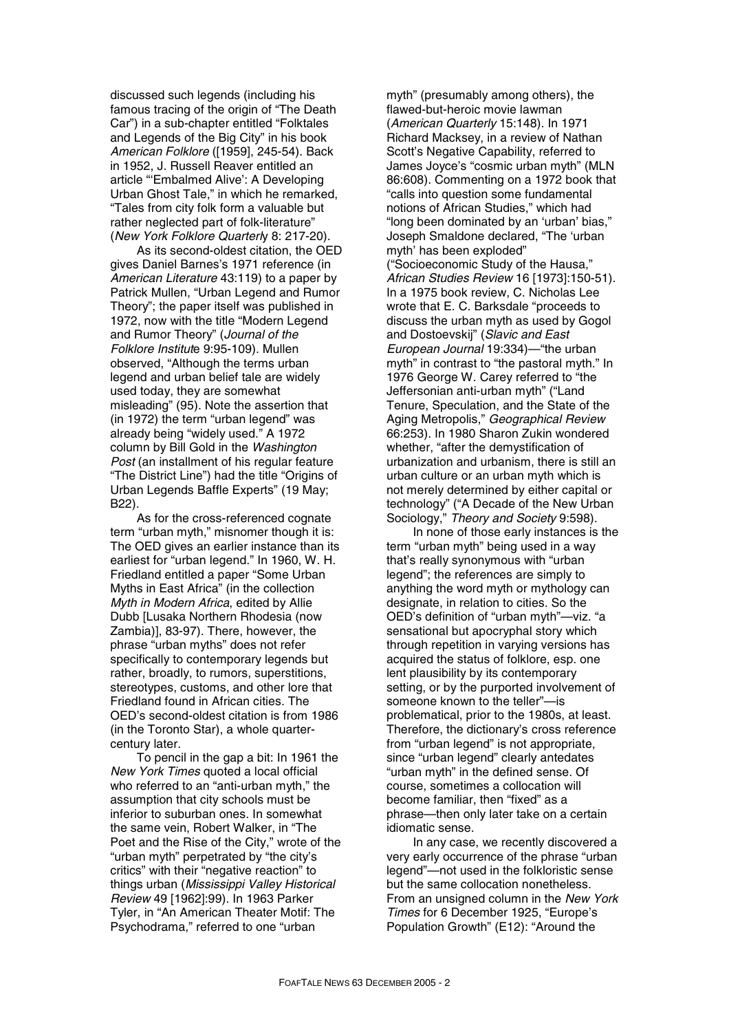discussed such legends (including his famous tracing of the origin of "The Death Car") in a sub-chapter entitled "Folktales and Legends of the Big City" in his book *American Folklore* ([1959], 245-54). Back in 1952, J. Russell Reaver entitled an article "'Embalmed Alive': A Developing Urban Ghost Tale," in which he remarked, "Tales from city folk form a valuable but rather neglected part of folk-literature" (*New York Folklore Quarterly* 8: 217-20).

As its second-oldest citation, the OED gives Daniel Barnes's 1971 reference (in *American Literature* 43:119) to a paper by Patrick Mullen, "Urban Legend and Rumor Theory"; the paper itself was published in 1972, now with the title "Modern Legend and Rumor Theory" (*Journal of the Folklore Institute* 9:95-109). Mullen observed, "Although the terms urban legend and urban belief tale are widely used today, they are somewhat misleading" (95). Note the assertion that (in 1972) the term "urban legend" was already being "widely used." A 1972 column by Bill Gold in the *Washington Post* (an installment of his regular feature "The District Line") had the title "Origins of Urban Legends Baffle Experts" (19 May; B22).

As for the cross-referenced cognate term "urban myth," misnomer though it is: The OED gives an earlier instance than its earliest for "urban legend." In 1960, W. H. Friedland entitled a paper "Some Urban Myths in East Africa" (in the collection *Myth in Modern Africa*, edited by Allie Dubb [Lusaka Northern Rhodesia (now Zambia)], 83-97). There, however, the phrase "urban myths" does not refer specifically to contemporary legends but rather, broadly, to rumors, superstitions, stereotypes, customs, and other lore that Friedland found in African cities. The OED's second-oldest citation is from 1986 (in the Toronto Star), a whole quarter-century later.

To pencil in the gap a bit: In 1961 the *New York Times* quoted a local official who referred to an "anti-urban myth," the assumption that city schools must be inferior to suburban ones. In somewhat the same vein, Robert Walker, in "The Poet and the Rise of the City," wrote of the "urban myth" perpetrated by "the city's critics" with their "negative reaction" to things urban (*Mississippi Valley Historical Review* 49 [1962]:99). In 1963 Parker Tyler, in "An American Theater Motif: The Psychodrama," referred to one "urban myth" (presumably among others), the flawed-but-heroic movie lawman (*American Quarterly* 15:148). In 1971 Richard Macksey, in a review of Nathan Scott's Negative Capability, referred to James Joyce's "cosmic urban myth" (MLN 86:608). Commenting on a 1972 book that "calls into question some fundamental notions of African Studies," which had "long been dominated by an 'urban' bias," Joseph Smaldone declared, "The 'urban myth' has been exploded" ("Socioeconomic Study of the Hausa," *African Studies Review* 16 [1973]:150-51). In a 1975 book review, C. Nicholas Lee wrote that E. C. Barksdale "proceeds to discuss the urban myth as used by Gogol and Dostoevskij" (*Slavic and East European Journal* 19:334)—"the urban myth" in contrast to "the pastoral myth." In 1976 George W. Carey referred to "the Jeffersonian anti-urban myth" ("Land Tenure, Speculation, and the State of the Aging Metropolis," *Geographical Review* 66:253). In 1980 Sharon Zukin wondered whether, "after the demystification of urbanization and urbanism, there is still an urban culture or an urban myth which is not merely determined by either capital or technology" ("A Decade of the New Urban Sociology," *Theory and Society* 9:598).

In none of those early instances is the term "urban myth" being used in a way that's really synonymous with "urban legend"; the references are simply to anything the word myth or mythology can designate, in relation to cities. So the OED's definition of "urban myth"—viz. "a sensational but apocryphal story which through repetition in varying versions has acquired the status of folklore, esp. one lent plausibility by its contemporary setting, or by the purported involvement of someone known to the teller"—is problematical, prior to the 1980s, at least. Therefore, the dictionary's cross reference from "urban legend" is not appropriate, since "urban legend" clearly antedates "urban myth" in the defined sense. Of course, sometimes a collocation will become familiar, then "fixed" as a phrase—then only later take on a certain idiomatic sense.

In any case, we recently discovered a very early occurrence of the phrase "urban legend"—not used in the folkloristic sense but the same collocation nonetheless. From an unsigned column in the *New York Times* for 6 December 1925, "Europe's Population Growth" (E12): "Around the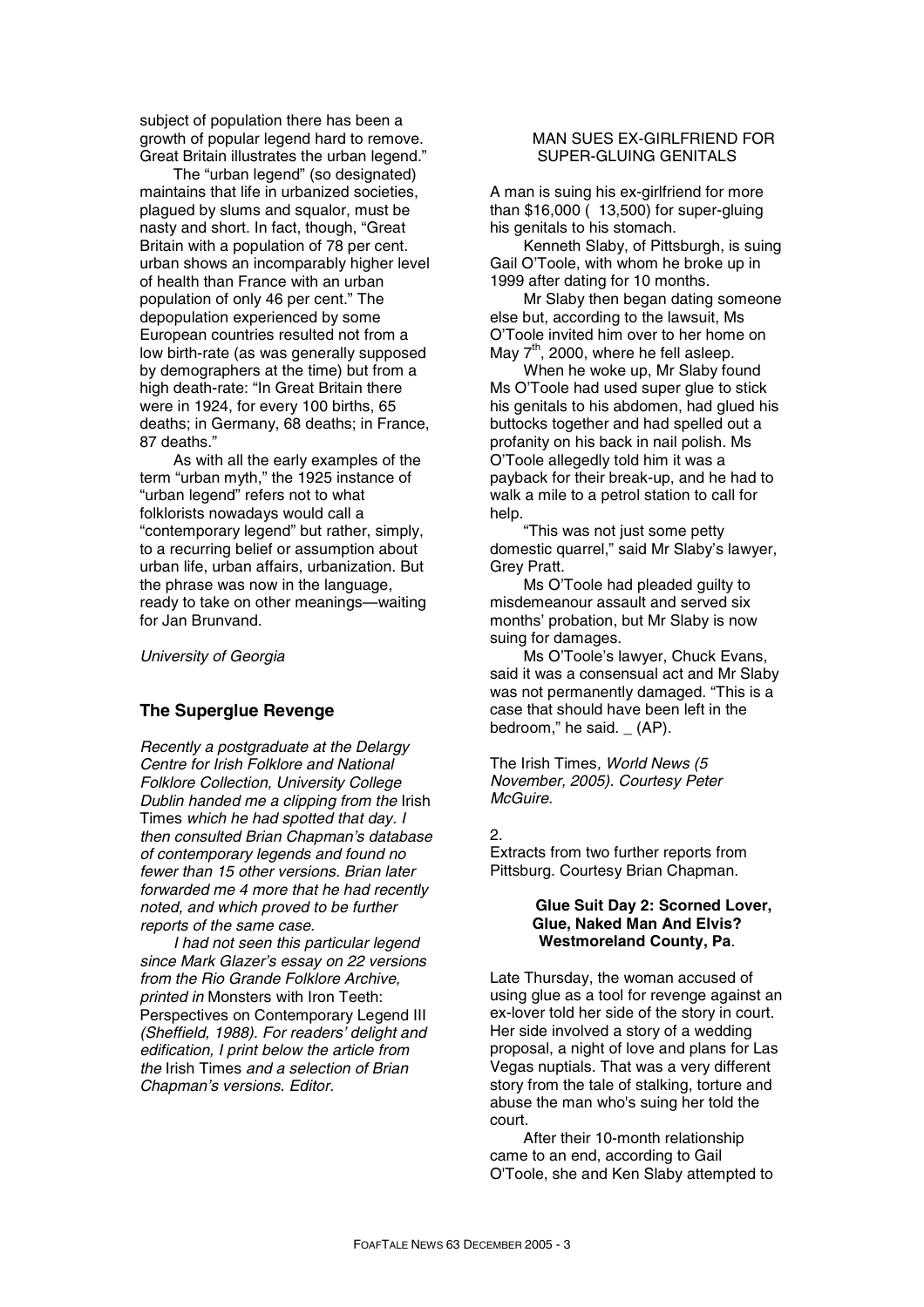subject of population there has been a growth of popular legend hard to remove. Great Britain illustrates the urban legend."

The "urban legend" (so designated) maintains that life in urbanized societies, plagued by slums and squalor, must be nasty and short. In fact, though, "Great Britain with a population of 78 per cent. urban shows an incomparably higher level of health than France with an urban population of only 46 per cent." The depopulation experienced by some European countries resulted not from a low birth-rate (as was generally supposed by demographers at the time) but from a high death-rate: "In Great Britain there were in 1924, for every 100 births, 65 deaths; in Germany, 68 deaths; in France, 87 deaths."

As with all the early examples of the term "urban myth," the 1925 instance of "urban legend" refers not to what folklorists nowadays would call a "contemporary legend" but rather, simply, to a recurring belief or assumption about urban life, urban affairs, urbanization. But the phrase was now in the language, ready to take on other meanings—waiting for Jan Brunvand.

*University of Georgia*

## The Superglue Revenge

*Recently a postgraduate at the Delargy Centre for Irish Folklore and National Folklore Collection, University College Dublin handed me a clipping from the* Irish Times *which he had spotted that day. I then consulted Brian Chapman's database of contemporary legends and found no fewer than 15 other versions. Brian later forwarded me 4 more that he had recently noted, and which proved to be further reports of the same case.*

*I had not seen this particular legend since Mark Glazer's essay on 22 versions from the Rio Grande Folklore Archive, printed in* Monsters with Iron Teeth: Perspectives on Contemporary Legend III *(Sheffield, 1988). For readers' delight and edification, I print below the article from the* Irish Times *and a selection of Brian Chapman's versions. Editor.*

MAN SUES EX-GIRLFRIEND FOR SUPER-GLUING GENITALS

A man is suing his ex-girlfriend for more than $16,000 ( 13,500) for super-gluing his genitals to his stomach.

Kenneth Slaby, of Pittsburgh, is suing Gail O'Toole, with whom he broke up in 1999 after dating for 10 months.

Mr Slaby then began dating someone else but, according to the lawsuit, Ms O'Toole invited him over to her home on May 7th, 2000, where he fell asleep.

When he woke up, Mr Slaby found Ms O'Toole had used super glue to stick his genitals to his abdomen, had glued his buttocks together and had spelled out a profanity on his back in nail polish. Ms O'Toole allegedly told him it was a payback for their break-up, and he had to walk a mile to a petrol station to call for help.

"This was not just some petty domestic quarrel," said Mr Slaby's lawyer, Grey Pratt.

Ms O'Toole had pleaded guilty to misdemeanour assault and served six months' probation, but Mr Slaby is now suing for damages.

Ms O'Toole's lawyer, Chuck Evans, said it was a consensual act and Mr Slaby was not permanently damaged. "This is a case that should have been left in the bedroom," he said. _ (AP).

The Irish Times*, World News (5 November, 2005). Courtesy Peter McGuire.*

2.

Extracts from two further reports from Pittsburg. Courtesy Brian Chapman.

**Glue Suit Day 2: Scorned Lover, Glue, Naked Man And Elvis? Westmoreland County, Pa**.

Late Thursday, the woman accused of using glue as a tool for revenge against an ex-lover told her side of the story in court. Her side involved a story of a wedding proposal, a night of love and plans for Las Vegas nuptials. That was a very different story from the tale of stalking, torture and abuse the man who's suing her told the court.

After their 10-month relationship came to an end, according to Gail O'Toole, she and Ken Slaby attempted to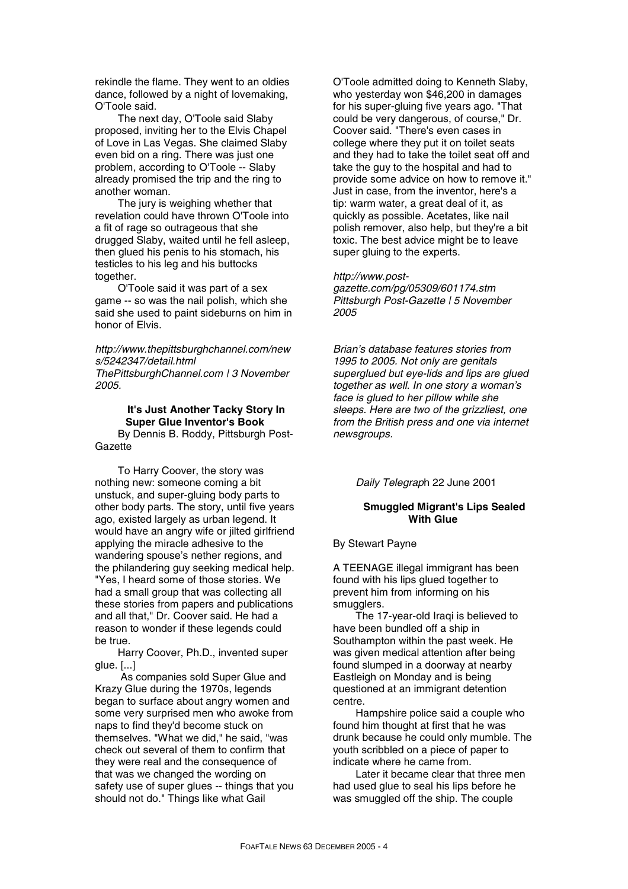rekindle the flame. They went to an oldies dance, followed by a night of lovemaking, O'Toole said.

The next day, O'Toole said Slaby proposed, inviting her to the Elvis Chapel of Love in Las Vegas. She claimed Slaby even bid on a ring. There was just one problem, according to O'Toole -- Slaby already promised the trip and the ring to another woman.

The jury is weighing whether that revelation could have thrown O'Toole into a fit of rage so outrageous that she drugged Slaby, waited until he fell asleep, then glued his penis to his stomach, his testicles to his leg and his buttocks together.

O'Toole said it was part of a sex game -- so was the nail polish, which she said she used to paint sideburns on him in honor of Elvis.

*http://www.thepittsburghchannel.com/news/5242347/detail.html*
*ThePittsburghChannel.com | 3 November 2005.*

### It's Just Another Tacky Story In Super Glue Inventor's Book

By Dennis B. Roddy, Pittsburgh Post-Gazette

To Harry Coover, the story was nothing new: someone coming a bit unstuck, and super-gluing body parts to other body parts. The story, until five years ago, existed largely as urban legend. It would have an angry wife or jilted girlfriend applying the miracle adhesive to the wandering spouse's nether regions, and the philandering guy seeking medical help. "Yes, I heard some of those stories. We had a small group that was collecting all these stories from papers and publications and all that," Dr. Coover said. He had a reason to wonder if these legends could be true.

Harry Coover, Ph.D., invented super glue. [...]

As companies sold Super Glue and Krazy Glue during the 1970s, legends began to surface about angry women and some very surprised men who awoke from naps to find they'd become stuck on themselves. "What we did," he said, "was check out several of them to confirm that they were real and the consequence of that was we changed the wording on safety use of super glues -- things that you should not do." Things like what Gail O'Toole admitted doing to Kenneth Slaby, who yesterday won $46,200 in damages for his super-gluing five years ago. "That could be very dangerous, of course," Dr. Coover said. "There's even cases in college where they put it on toilet seats and they had to take the toilet seat off and take the guy to the hospital and had to provide some advice on how to remove it." Just in case, from the inventor, here's a tip: warm water, a great deal of it, as quickly as possible. Acetates, like nail polish remover, also help, but they're a bit toxic. The best advice might be to leave super gluing to the experts.

*http://www.post-gazette.com/pg/05309/601174.stm*
*Pittsburgh Post-Gazette | 5 November 2005*

*Brian's database features stories from 1995 to 2005. Not only are genitals superglued but eye-lids and lips are glued together as well. In one story a woman's face is glued to her pillow while she sleeps. Here are two of the grizzliest, one from the British press and one via internet newsgroups.*

*Daily Telegraph 22 June 2001*

### Smuggled Migrant's Lips Sealed With Glue

By Stewart Payne

A TEENAGE illegal immigrant has been found with his lips glued together to prevent him from informing on his smugglers.

The 17-year-old Iraqi is believed to have been bundled off a ship in Southampton within the past week. He was given medical attention after being found slumped in a doorway at nearby Eastleigh on Monday and is being questioned at an immigrant detention centre.

Hampshire police said a couple who found him thought at first that he was drunk because he could only mumble. The youth scribbled on a piece of paper to indicate where he came from.

Later it became clear that three men had used glue to seal his lips before he was smuggled off the ship. The couple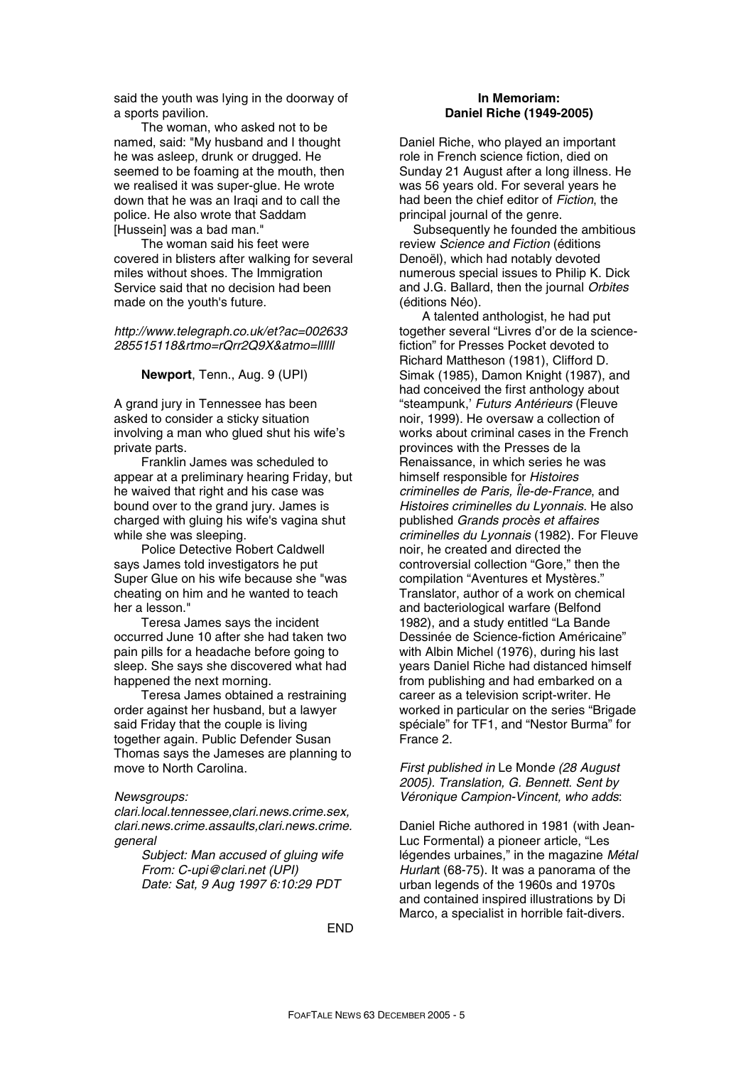said the youth was lying in the doorway of a sports pavilion.

The woman, who asked not to be named, said: "My husband and I thought he was asleep, drunk or drugged. He seemed to be foaming at the mouth, then we realised it was super-glue. He wrote down that he was an Iraqi and to call the police. He also wrote that Saddam [Hussein] was a bad man."

The woman said his feet were covered in blisters after walking for several miles without shoes. The Immigration Service said that no decision had been made on the youth's future.

*http://www.telegraph.co.uk/et?ac=002633285515118&rtmo=rQrr2Q9X&atmo=llllll*

**Newport**, Tenn., Aug. 9 (UPI)

A grand jury in Tennessee has been asked to consider a sticky situation involving a man who glued shut his wife's private parts.

Franklin James was scheduled to appear at a preliminary hearing Friday, but he waived that right and his case was bound over to the grand jury. James is charged with gluing his wife's vagina shut while she was sleeping.

Police Detective Robert Caldwell says James told investigators he put Super Glue on his wife because she "was cheating on him and he wanted to teach her a lesson."

Teresa James says the incident occurred June 10 after she had taken two pain pills for a headache before going to sleep. She says she discovered what had happened the next morning.

Teresa James obtained a restraining order against her husband, but a lawyer said Friday that the couple is living together again. Public Defender Susan Thomas says the Jameses are planning to move to North Carolina.

*Newsgroups: clari.local.tennessee,clari.news.crime.sex, clari.news.crime.assaults,clari.news.crime.general*

*Subject: Man accused of gluing wife*
*From: C-upi@clari.net (UPI)*
*Date: Sat, 9 Aug 1997 6:10:29 PDT*

END

## In Memoriam: Daniel Riche (1949-2005)

Daniel Riche, who played an important role in French science fiction, died on Sunday 21 August after a long illness. He was 56 years old. For several years he had been the chief editor of *Fiction*, the principal journal of the genre.

Subsequently he founded the ambitious review *Science and Fiction* (éditions Denoël), which had notably devoted numerous special issues to Philip K. Dick and J.G. Ballard, then the journal *Orbites* (éditions Néo).

A talented anthologist, he had put together several "Livres d'or de la science-fiction" for Presses Pocket devoted to Richard Mattheson (1981), Clifford D. Simak (1985), Damon Knight (1987), and had conceived the first anthology about "steampunk,' *Futurs Antérieurs* (Fleuve noir, 1999). He oversaw a collection of works about criminal cases in the French provinces with the Presses de la Renaissance, in which series he was himself responsible for *Histoires criminelles de Paris, Île-de-France*, and *Histoires criminelles du Lyonnais*. He also published *Grands procès et affaires criminelles du Lyonnais* (1982). For Fleuve noir, he created and directed the controversial collection "Gore," then the compilation "Aventures et Mystères." Translator, author of a work on chemical and bacteriological warfare (Belfond 1982), and a study entitled "La Bande Dessinée de Science-fiction Américaine" with Albin Michel (1976), during his last years Daniel Riche had distanced himself from publishing and had embarked on a career as a television script-writer. He worked in particular on the series "Brigade spéciale" for TF1, and "Nestor Burma" for France 2.

*First published in* Le Mond*e (28 August 2005). Translation, G. Bennett. Sent by Véronique Campion-Vincent, who adds*:

Daniel Riche authored in 1981 (with Jean-Luc Formental) a pioneer article, "Les légendes urbaines," in the magazine *Métal Hurlan*t (68-75). It was a panorama of the urban legends of the 1960s and 1970s and contained inspired illustrations by Di Marco, a specialist in horrible fait-divers.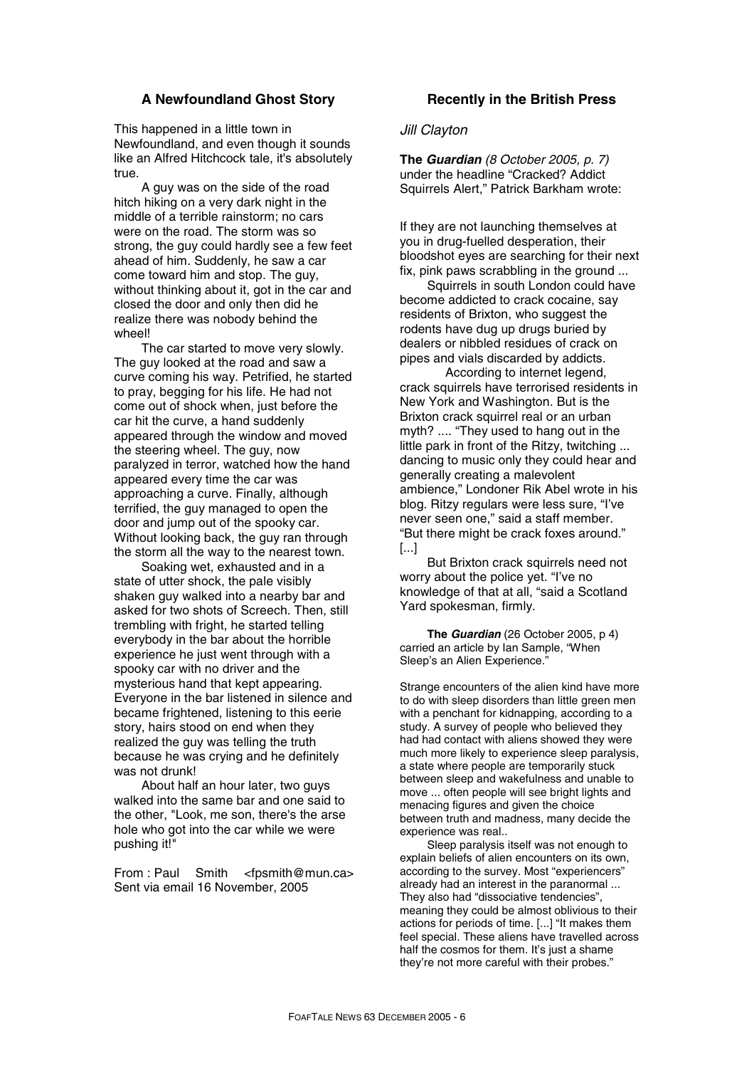## A Newfoundland Ghost Story

This happened in a little town in Newfoundland, and even though it sounds like an Alfred Hitchcock tale, it's absolutely true.

A guy was on the side of the road hitch hiking on a very dark night in the middle of a terrible rainstorm; no cars were on the road. The storm was so strong, the guy could hardly see a few feet ahead of him. Suddenly, he saw a car come toward him and stop. The guy, without thinking about it, got in the car and closed the door and only then did he realize there was nobody behind the wheel!

The car started to move very slowly. The guy looked at the road and saw a curve coming his way. Petrified, he started to pray, begging for his life. He had not come out of shock when, just before the car hit the curve, a hand suddenly appeared through the window and moved the steering wheel. The guy, now paralyzed in terror, watched how the hand appeared every time the car was approaching a curve. Finally, although terrified, the guy managed to open the door and jump out of the spooky car. Without looking back, the guy ran through the storm all the way to the nearest town.

Soaking wet, exhausted and in a state of utter shock, the pale visibly shaken guy walked into a nearby bar and asked for two shots of Screech. Then, still trembling with fright, he started telling everybody in the bar about the horrible experience he just went through with a spooky car with no driver and the mysterious hand that kept appearing. Everyone in the bar listened in silence and became frightened, listening to this eerie story, hairs stood on end when they realized the guy was telling the truth because he was crying and he definitely was not drunk!

About half an hour later, two guys walked into the same bar and one said to the other, "Look, me son, there's the arse hole who got into the car while we were pushing it!"

From : Paul Smith <fpsmith@mun.ca>
Sent via email 16 November, 2005

## Recently in the British Press

*Jill Clayton*

**The *Guardian*** *(8 October 2005, p. 7)* under the headline "Cracked? Addict Squirrels Alert," Patrick Barkham wrote:

If they are not launching themselves at you in drug-fuelled desperation, their bloodshot eyes are searching for their next fix, pink paws scrabbling in the ground ...

Squirrels in south London could have become addicted to crack cocaine, say residents of Brixton, who suggest the rodents have dug up drugs buried by dealers or nibbled residues of crack on pipes and vials discarded by addicts.

According to internet legend, crack squirrels have terrorised residents in New York and Washington. But is the Brixton crack squirrel real or an urban myth? .... "They used to hang out in the little park in front of the Ritzy, twitching ... dancing to music only they could hear and generally creating a malevolent ambience," Londoner Rik Abel wrote in his blog. Ritzy regulars were less sure, "I've never seen one," said a staff member. "But there might be crack foxes around." [...]

But Brixton crack squirrels need not worry about the police yet. "I've no knowledge of that at all, "said a Scotland Yard spokesman, firmly.

**The *Guardian*** (26 October 2005, p 4) carried an article by Ian Sample, "When Sleep's an Alien Experience."

Strange encounters of the alien kind have more to do with sleep disorders than little green men with a penchant for kidnapping, according to a study. A survey of people who believed they had had contact with aliens showed they were much more likely to experience sleep paralysis, a state where people are temporarily stuck between sleep and wakefulness and unable to move ... often people will see bright lights and menacing figures and given the choice between truth and madness, many decide the experience was real..

Sleep paralysis itself was not enough to explain beliefs of alien encounters on its own, according to the survey. Most "experiencers" already had an interest in the paranormal ... They also had "dissociative tendencies", meaning they could be almost oblivious to their actions for periods of time. [...] "It makes them feel special. These aliens have travelled across half the cosmos for them. It's just a shame they're not more careful with their probes."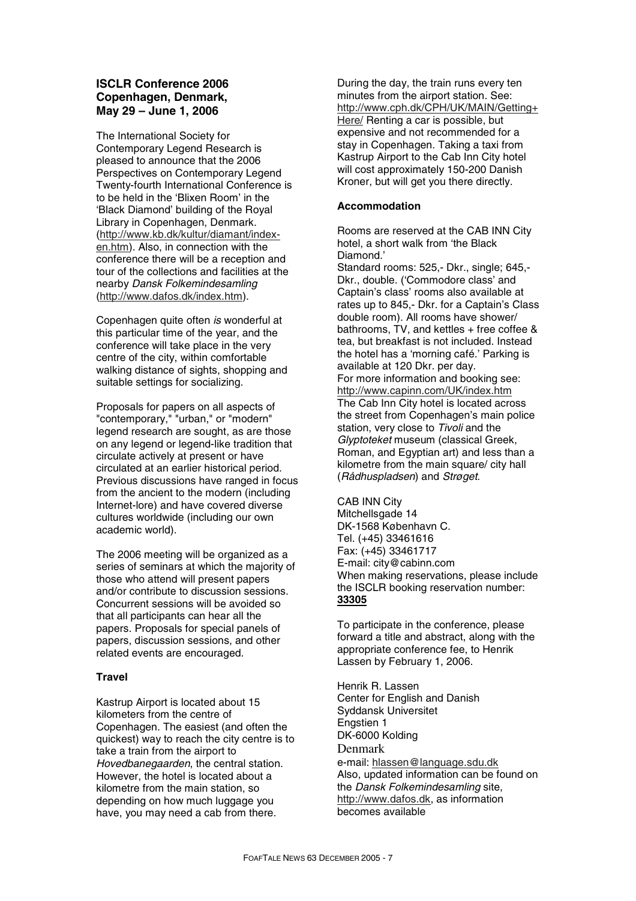## ISCLR Conference 2006 Copenhagen, Denmark, May 29 – June 1, 2006

The International Society for Contemporary Legend Research is pleased to announce that the 2006 Perspectives on Contemporary Legend Twenty-fourth International Conference is to be held in the 'Blixen Room' in the 'Black Diamond' building of the Royal Library in Copenhagen, Denmark. (http://www.kb.dk/kultur/diamant/index-en.htm). Also, in connection with the conference there will be a reception and tour of the collections and facilities at the nearby *Dansk Folkemindesamling* (http://www.dafos.dk/index.htm).

Copenhagen quite often *is* wonderful at this particular time of the year, and the conference will take place in the very centre of the city, within comfortable walking distance of sights, shopping and suitable settings for socializing.

Proposals for papers on all aspects of "contemporary," "urban," or "modern" legend research are sought, as are those on any legend or legend-like tradition that circulate actively at present or have circulated at an earlier historical period. Previous discussions have ranged in focus from the ancient to the modern (including Internet-lore) and have covered diverse cultures worldwide (including our own academic world).

The 2006 meeting will be organized as a series of seminars at which the majority of those who attend will present papers and/or contribute to discussion sessions. Concurrent sessions will be avoided so that all participants can hear all the papers. Proposals for special panels of papers, discussion sessions, and other related events are encouraged.

### Travel

Kastrup Airport is located about 15 kilometers from the centre of Copenhagen. The easiest (and often the quickest) way to reach the city centre is to take a train from the airport to *Hovedbanegaarden*, the central station. However, the hotel is located about a kilometre from the main station, so depending on how much luggage you have, you may need a cab from there.

During the day, the train runs every ten minutes from the airport station. See: http://www.cph.dk/CPH/UK/MAIN/Getting+Here/ Renting a car is possible, but expensive and not recommended for a stay in Copenhagen. Taking a taxi from Kastrup Airport to the Cab Inn City hotel will cost approximately 150-200 Danish Kroner, but will get you there directly.

### Accommodation

Rooms are reserved at the CAB INN City hotel, a short walk from 'the Black Diamond.'
Standard rooms: 525,- Dkr., single; 645,- Dkr., double. ('Commodore class' and Captain's class' rooms also available at rates up to 845,- Dkr. for a Captain's Class double room). All rooms have shower/ bathrooms, TV, and kettles + free coffee & tea, but breakfast is not included. Instead the hotel has a 'morning café.' Parking is available at 120 Dkr. per day.
For more information and booking see: http://www.capinn.com/UK/index.htm
The Cab Inn City hotel is located across the street from Copenhagen's main police station, very close to *Tivoli* and the *Glyptoteket* museum (classical Greek, Roman, and Egyptian art) and less than a kilometre from the main square/ city hall (*Rådhuspladsen*) and *Strøget*.

CAB INN City
Mitchellsgade 14
DK-1568 København C.
Tel. (+45) 33461616
Fax: (+45) 33461717
E-mail: city@cabinn.com
When making reservations, please include the ISCLR booking reservation number: **33305**

To participate in the conference, please forward a title and abstract, along with the appropriate conference fee, to Henrik Lassen by February 1, 2006.

Henrik R. Lassen
Center for English and Danish
Syddansk Universitet
Engstien 1
DK-6000 Kolding
Denmark
e-mail: hlassen@language.sdu.dk
Also, updated information can be found on the *Dansk Folkemindesamling* site, http://www.dafos.dk, as information becomes available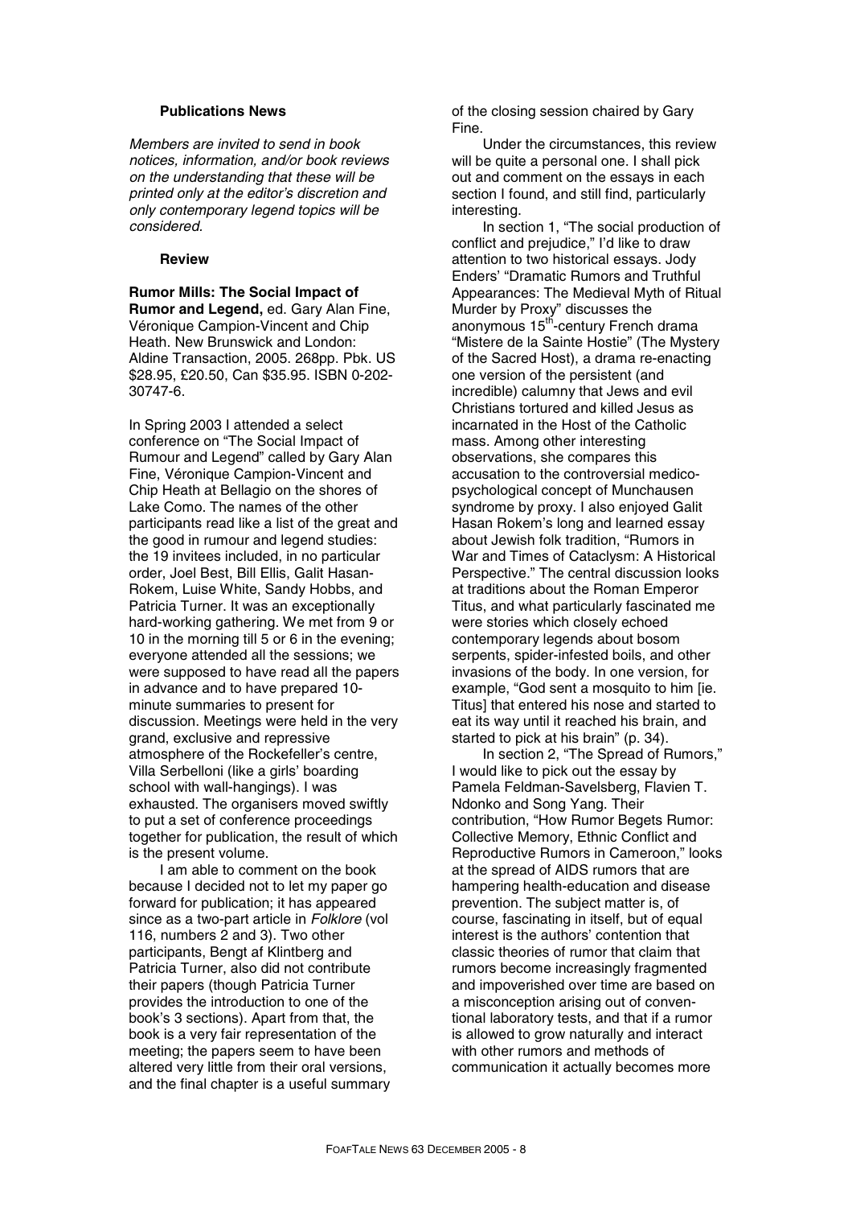### Publications News

*Members are invited to send in book notices, information, and/or book reviews on the understanding that these will be printed only at the editor's discretion and only contemporary legend topics will be considered.*

### Review

**Rumor Mills: The Social Impact of Rumor and Legend,** ed. Gary Alan Fine, Véronique Campion-Vincent and Chip Heath. New Brunswick and London: Aldine Transaction, 2005. 268pp. Pbk. US $28.95, £20.50, Can $35.95. ISBN 0-202-30747-6.

In Spring 2003 I attended a select conference on "The Social Impact of Rumour and Legend" called by Gary Alan Fine, Véronique Campion-Vincent and Chip Heath at Bellagio on the shores of Lake Como. The names of the other participants read like a list of the great and the good in rumour and legend studies: the 19 invitees included, in no particular order, Joel Best, Bill Ellis, Galit Hasan-Rokem, Luise White, Sandy Hobbs, and Patricia Turner. It was an exceptionally hard-working gathering. We met from 9 or 10 in the morning till 5 or 6 in the evening; everyone attended all the sessions; we were supposed to have read all the papers in advance and to have prepared 10-minute summaries to present for discussion. Meetings were held in the very grand, exclusive and repressive atmosphere of the Rockefeller's centre, Villa Serbelloni (like a girls' boarding school with wall-hangings). I was exhausted. The organisers moved swiftly to put a set of conference proceedings together for publication, the result of which is the present volume.

I am able to comment on the book because I decided not to let my paper go forward for publication; it has appeared since as a two-part article in *Folklore* (vol 116, numbers 2 and 3). Two other participants, Bengt af Klintberg and Patricia Turner, also did not contribute their papers (though Patricia Turner provides the introduction to one of the book's 3 sections). Apart from that, the book is a very fair representation of the meeting; the papers seem to have been altered very little from their oral versions, and the final chapter is a useful summary of the closing session chaired by Gary Fine.

Under the circumstances, this review will be quite a personal one. I shall pick out and comment on the essays in each section I found, and still find, particularly interesting.

In section 1, "The social production of conflict and prejudice," I'd like to draw attention to two historical essays. Jody Enders' "Dramatic Rumors and Truthful Appearances: The Medieval Myth of Ritual Murder by Proxy" discusses the anonymous 15th-century French drama "Mistere de la Sainte Hostie" (The Mystery of the Sacred Host), a drama re-enacting one version of the persistent (and incredible) calumny that Jews and evil Christians tortured and killed Jesus as incarnated in the Host of the Catholic mass. Among other interesting observations, she compares this accusation to the controversial medico-psychological concept of Munchausen syndrome by proxy. I also enjoyed Galit Hasan Rokem's long and learned essay about Jewish folk tradition, "Rumors in War and Times of Cataclysm: A Historical Perspective." The central discussion looks at traditions about the Roman Emperor Titus, and what particularly fascinated me were stories which closely echoed contemporary legends about bosom serpents, spider-infested boils, and other invasions of the body. In one version, for example, "God sent a mosquito to him [ie. Titus] that entered his nose and started to eat its way until it reached his brain, and started to pick at his brain" (p. 34).

In section 2, "The Spread of Rumors," I would like to pick out the essay by Pamela Feldman-Savelsberg, Flavien T. Ndonko and Song Yang. Their contribution, "How Rumor Begets Rumor: Collective Memory, Ethnic Conflict and Reproductive Rumors in Cameroon," looks at the spread of AIDS rumors that are hampering health-education and disease prevention. The subject matter is, of course, fascinating in itself, but of equal interest is the authors' contention that classic theories of rumor that claim that rumors become increasingly fragmented and impoverished over time are based on a misconception arising out of conventional laboratory tests, and that if a rumor is allowed to grow naturally and interact with other rumors and methods of communication it actually becomes more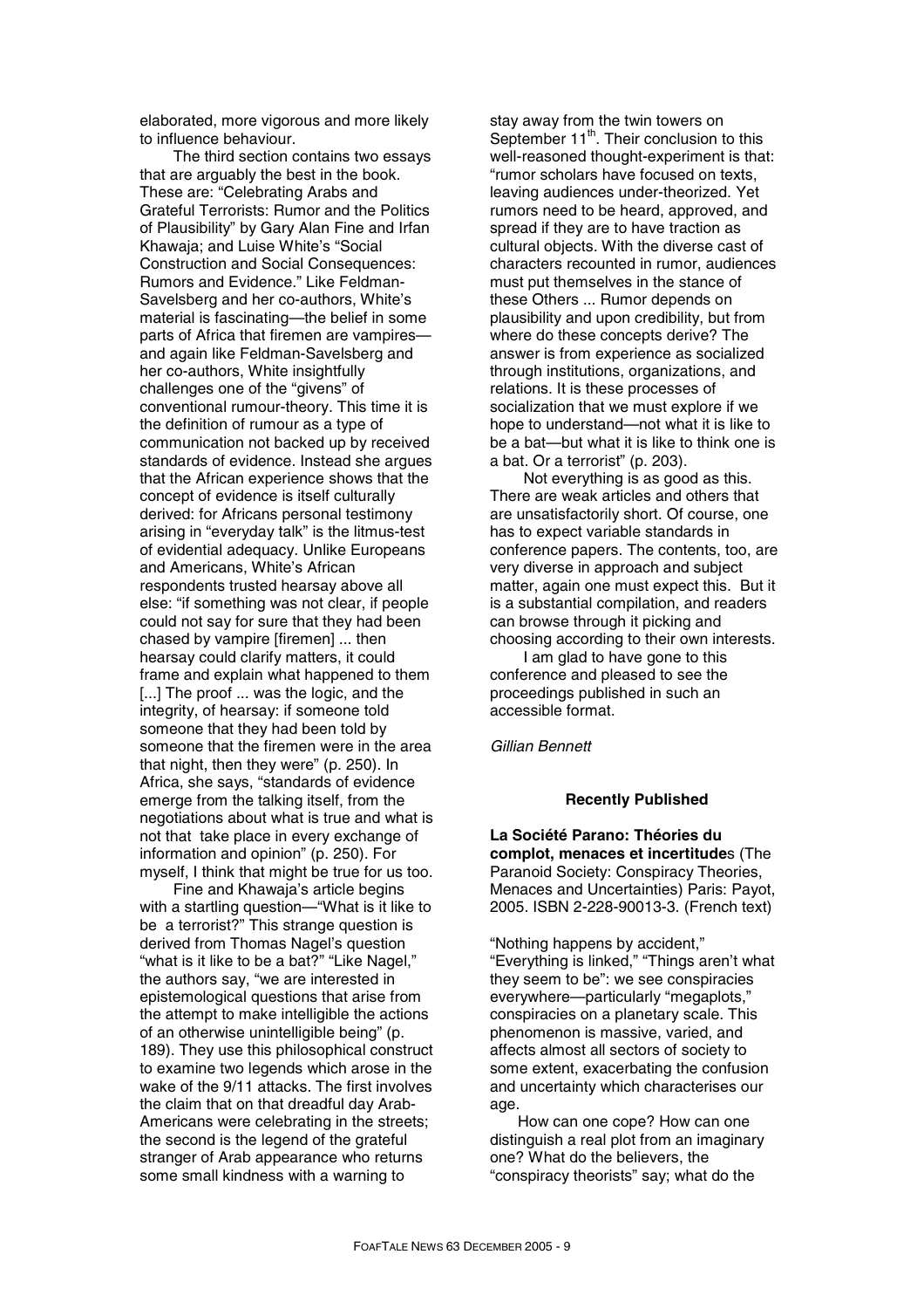elaborated, more vigorous and more likely to influence behaviour.

The third section contains two essays that are arguably the best in the book. These are: "Celebrating Arabs and Grateful Terrorists: Rumor and the Politics of Plausibility" by Gary Alan Fine and Irfan Khawaja; and Luise White's "Social Construction and Social Consequences: Rumors and Evidence." Like Feldman-Savelsberg and her co-authors, White's material is fascinating—the belief in some parts of Africa that firemen are vampires—and again like Feldman-Savelsberg and her co-authors, White insightfully challenges one of the "givens" of conventional rumour-theory. This time it is the definition of rumour as a type of communication not backed up by received standards of evidence. Instead she argues that the African experience shows that the concept of evidence is itself culturally derived: for Africans personal testimony arising in "everyday talk" is the litmus-test of evidential adequacy. Unlike Europeans and Americans, White's African respondents trusted hearsay above all else: "if something was not clear, if people could not say for sure that they had been chased by vampire [firemen] ... then hearsay could clarify matters, it could frame and explain what happened to them [...] The proof ... was the logic, and the integrity, of hearsay: if someone told someone that they had been told by someone that the firemen were in the area that night, then they were" (p. 250). In Africa, she says, "standards of evidence emerge from the talking itself, from the negotiations about what is true and what is not that take place in every exchange of information and opinion" (p. 250). For myself, I think that might be true for us too.

Fine and Khawaja's article begins with a startling question—"What is it like to be a terrorist?" This strange question is derived from Thomas Nagel's question "what is it like to be a bat?" "Like Nagel," the authors say, "we are interested in epistemological questions that arise from the attempt to make intelligible the actions of an otherwise unintelligible being" (p. 189). They use this philosophical construct to examine two legends which arose in the wake of the 9/11 attacks. The first involves the claim that on that dreadful day Arab-Americans were celebrating in the streets; the second is the legend of the grateful stranger of Arab appearance who returns some small kindness with a warning to stay away from the twin towers on September 11th. Their conclusion to this well-reasoned thought-experiment is that: "rumor scholars have focused on texts, leaving audiences under-theorized. Yet rumors need to be heard, approved, and spread if they are to have traction as cultural objects. With the diverse cast of characters recounted in rumor, audiences must put themselves in the stance of these Others ... Rumor depends on plausibility and upon credibility, but from where do these concepts derive? The answer is from experience as socialized through institutions, organizations, and relations. It is these processes of socialization that we must explore if we hope to understand—not what it is like to be a bat—but what it is like to think one is a bat. Or a terrorist" (p. 203).

Not everything is as good as this. There are weak articles and others that are unsatisfactorily short. Of course, one has to expect variable standards in conference papers. The contents, too, are very diverse in approach and subject matter, again one must expect this. But it is a substantial compilation, and readers can browse through it picking and choosing according to their own interests.

I am glad to have gone to this conference and pleased to see the proceedings published in such an accessible format.

*Gillian Bennett*

### Recently Published

**La Société Parano: Théories du complot, menaces et incertitudes** (The Paranoid Society: Conspiracy Theories, Menaces and Uncertainties) Paris: Payot, 2005. ISBN 2-228-90013-3. (French text)

"Nothing happens by accident," "Everything is linked," "Things aren't what they seem to be": we see conspiracies everywhere—particularly "megaplots," conspiracies on a planetary scale. This phenomenon is massive, varied, and affects almost all sectors of society to some extent, exacerbating the confusion and uncertainty which characterises our age.

How can one cope? How can one distinguish a real plot from an imaginary one? What do the believers, the "conspiracy theorists" say; what do the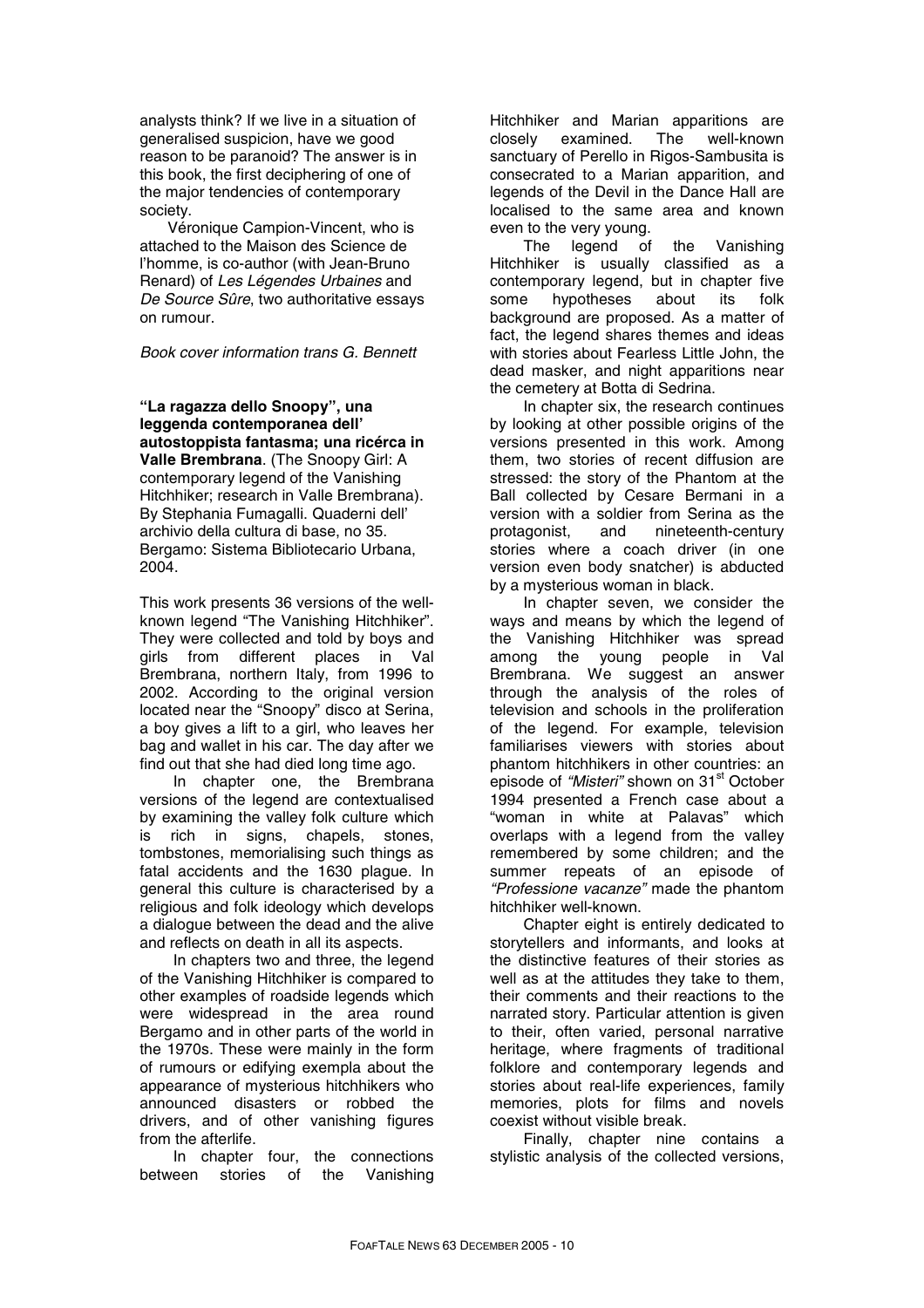analysts think? If we live in a situation of generalised suspicion, have we good reason to be paranoid? The answer is in this book, the first deciphering of one of the major tendencies of contemporary society.

Véronique Campion-Vincent, who is attached to the Maison des Science de l'homme, is co-author (with Jean-Bruno Renard) of *Les Légendes Urbaines* and *De Source Sûre*, two authoritative essays on rumour.

*Book cover information trans G. Bennett*

**"La ragazza dello Snoopy", una leggenda contemporanea dell' autostoppista fantasma; una ricérca in Valle Brembrana**. (The Snoopy Girl: A contemporary legend of the Vanishing Hitchhiker; research in Valle Brembrana). By Stephania Fumagalli. Quaderni dell' archivio della cultura di base, no 35. Bergamo: Sistema Bibliotecario Urbana, 2004.

This work presents 36 versions of the well-known legend "The Vanishing Hitchhiker". They were collected and told by boys and girls from different places in Val Brembrana, northern Italy, from 1996 to 2002. According to the original version located near the "Snoopy" disco at Serina, a boy gives a lift to a girl, who leaves her bag and wallet in his car. The day after we find out that she had died long time ago.

In chapter one, the Brembrana versions of the legend are contextualised by examining the valley folk culture which is rich in signs, chapels, stones, tombstones, memorialising such things as fatal accidents and the 1630 plague. In general this culture is characterised by a religious and folk ideology which develops a dialogue between the dead and the alive and reflects on death in all its aspects.

In chapters two and three, the legend of the Vanishing Hitchhiker is compared to other examples of roadside legends which were widespread in the area round Bergamo and in other parts of the world in the 1970s. These were mainly in the form of rumours or edifying exempla about the appearance of mysterious hitchhikers who announced disasters or robbed the drivers, and of other vanishing figures from the afterlife.

In chapter four, the connections between stories of the Vanishing Hitchhiker and Marian apparitions are closely examined. The well-known sanctuary of Perello in Rigos-Sambusita is consecrated to a Marian apparition, and legends of the Devil in the Dance Hall are localised to the same area and known even to the very young.

The legend of the Vanishing Hitchhiker is usually classified as a contemporary legend, but in chapter five some hypotheses about its folk background are proposed. As a matter of fact, the legend shares themes and ideas with stories about Fearless Little John, the dead masker, and night apparitions near the cemetery at Botta di Sedrina.

In chapter six, the research continues by looking at other possible origins of the versions presented in this work. Among them, two stories of recent diffusion are stressed: the story of the Phantom at the Ball collected by Cesare Bermani in a version with a soldier from Serina as the protagonist, and nineteenth-century stories where a coach driver (in one version even body snatcher) is abducted by a mysterious woman in black.

In chapter seven, we consider the ways and means by which the legend of the Vanishing Hitchhiker was spread among the young people in Val Brembrana. We suggest an answer through the analysis of the roles of television and schools in the proliferation of the legend. For example, television familiarises viewers with stories about phantom hitchhikers in other countries: an episode of *"Misteri"* shown on 31st October 1994 presented a French case about a "woman in white at Palavas" which overlaps with a legend from the valley remembered by some children; and the summer repeats of an episode of *"Professione vacanze"* made the phantom hitchhiker well-known.

Chapter eight is entirely dedicated to storytellers and informants, and looks at the distinctive features of their stories as well as at the attitudes they take to them, their comments and their reactions to the narrated story. Particular attention is given to their, often varied, personal narrative heritage, where fragments of traditional folklore and contemporary legends and stories about real-life experiences, family memories, plots for films and novels coexist without visible break.

Finally, chapter nine contains a stylistic analysis of the collected versions,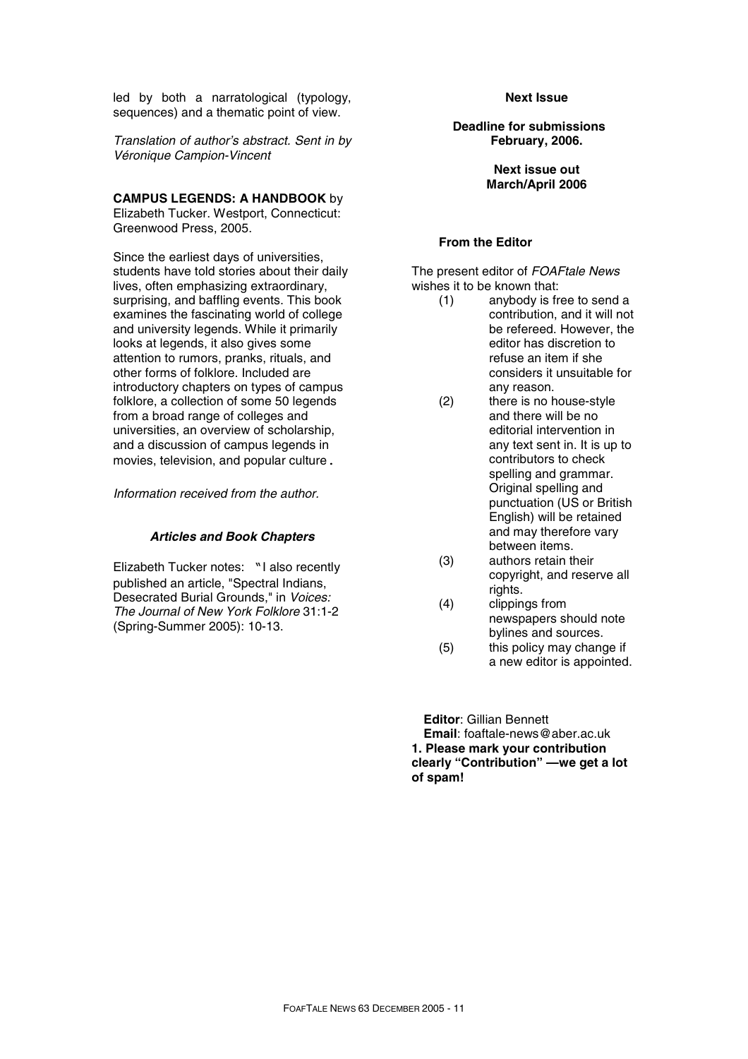led by both a narratological (typology, sequences) and a thematic point of view.

*Translation of author's abstract. Sent in by Véronique Campion-Vincent*

**CAMPUS LEGENDS: A HANDBOOK** by Elizabeth Tucker. Westport, Connecticut: Greenwood Press, 2005.

Since the earliest days of universities, students have told stories about their daily lives, often emphasizing extraordinary, surprising, and baffling events. This book examines the fascinating world of college and university legends. While it primarily looks at legends, it also gives some attention to rumors, pranks, rituals, and other forms of folklore. Included are introductory chapters on types of campus folklore, a collection of some 50 legends from a broad range of colleges and universities, an overview of scholarship, and a discussion of campus legends in movies, television, and popular culture.

*Information received from the author.*

### *Articles and Book Chapters*

Elizabeth Tucker notes: "I also recently published an article, "Spectral Indians, Desecrated Burial Grounds," in *Voices: The Journal of New York Folklore* 31:1-2 (Spring-Summer 2005): 10-13.

**Next Issue**

**Deadline for submissions February, 2006.**

**Next issue out March/April 2006**

**From the Editor**

The present editor of *FOAFtale News* wishes it to be known that:

(1) anybody is free to send a contribution, and it will not be refereed. However, the editor has discretion to refuse an item if she considers it unsuitable for any reason.

(2) there is no house-style and there will be no editorial intervention in any text sent in. It is up to contributors to check spelling and grammar. Original spelling and punctuation (US or British English) will be retained and may therefore vary between items.

(3) authors retain their copyright, and reserve all rights.

(4) clippings from newspapers should note bylines and sources.

(5) this policy may change if a new editor is appointed.

**Editor**: Gillian Bennett
**Email**: foaftale-news@aber.ac.uk
**1. Please mark your contribution clearly "Contribution" —we get a lot of spam!**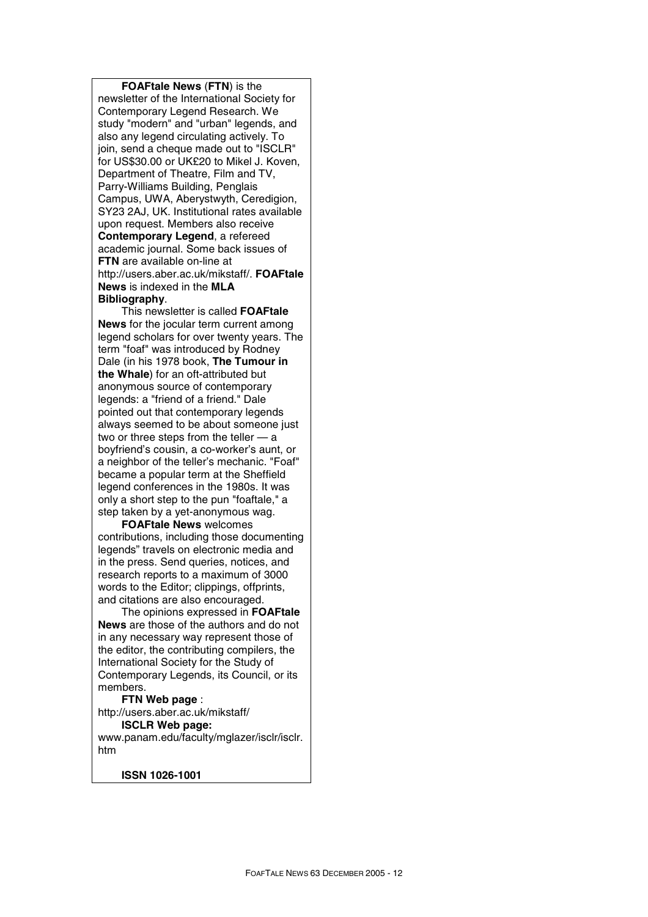**FOAFtale News** (**FTN**) is the newsletter of the International Society for Contemporary Legend Research. We study "modern" and "urban" legends, and also any legend circulating actively. To join, send a cheque made out to "ISCLR" for US$30.00 or UK£20 to Mikel J. Koven, Department of Theatre, Film and TV, Parry-Williams Building, Penglais Campus, UWA, Aberystwyth, Ceredigion, SY23 2AJ, UK. Institutional rates available upon request. Members also receive **Contemporary Legend**, a refereed academic journal. Some back issues of **FTN** are available on-line at http://users.aber.ac.uk/mikstaff/. **FOAFtale News** is indexed in the **MLA Bibliography**.

This newsletter is called **FOAFtale News** for the jocular term current among legend scholars for over twenty years. The term "foaf" was introduced by Rodney Dale (in his 1978 book, **The Tumour in the Whale**) for an oft-attributed but anonymous source of contemporary legends: a "friend of a friend." Dale pointed out that contemporary legends always seemed to be about someone just two or three steps from the teller — a boyfriend's cousin, a co-worker's aunt, or a neighbor of the teller's mechanic. "Foaf" became a popular term at the Sheffield legend conferences in the 1980s. It was only a short step to the pun "foaftale," a step taken by a yet-anonymous wag.

**FOAFtale News** welcomes contributions, including those documenting legends" travels on electronic media and in the press. Send queries, notices, and research reports to a maximum of 3000 words to the Editor; clippings, offprints, and citations are also encouraged.

The opinions expressed in **FOAFtale News** are those of the authors and do not in any necessary way represent those of the editor, the contributing compilers, the International Society for the Study of Contemporary Legends, its Council, or its members.

**FTN Web page** :
http://users.aber.ac.uk/mikstaff/

**ISCLR Web page:**
www.panam.edu/faculty/mglazer/isclr/isclr.htm

**ISSN 1026-1001**